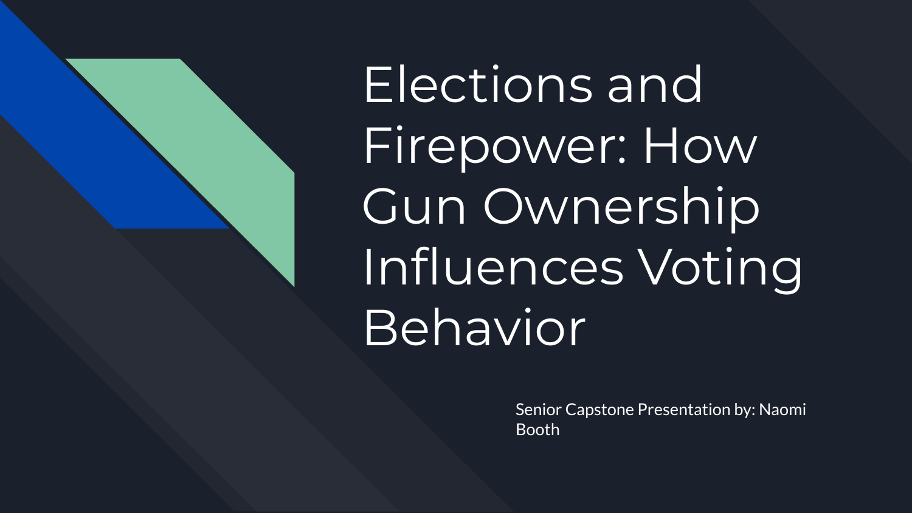# Elections and Firepower: How Gun Ownership Influences Voting Behavior

Senior Capstone Presentation by: Naomi Booth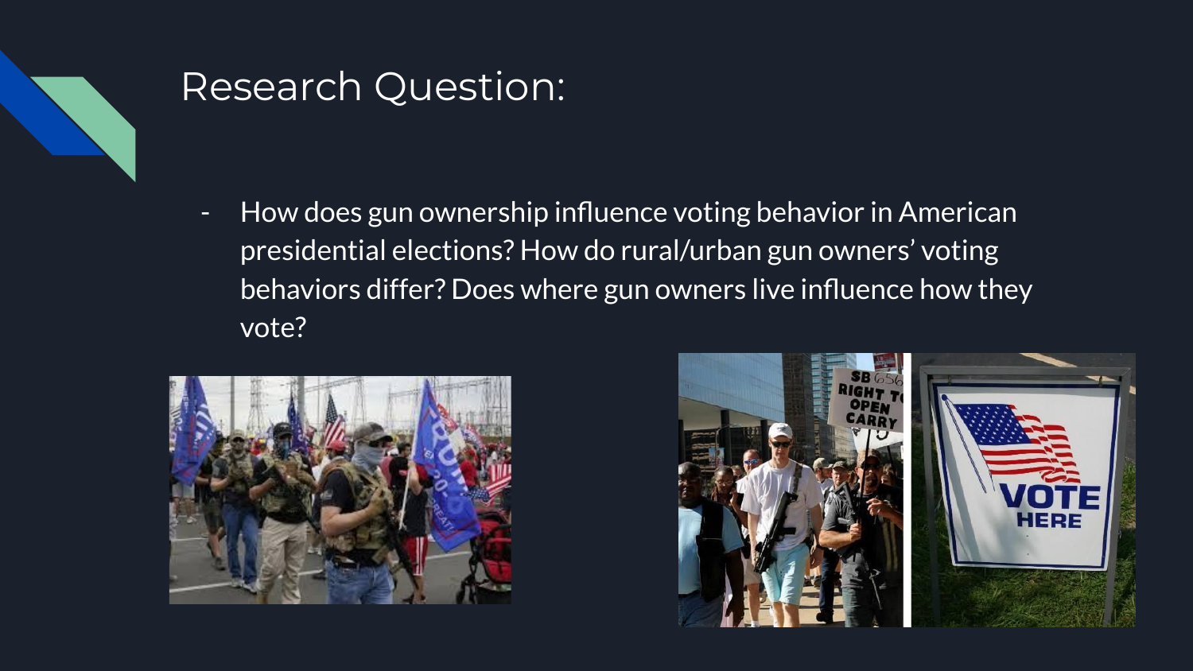# Research Question:

- How does gun ownership influence voting behavior in American presidential elections? How do rural/urban gun owners' voting behaviors differ? Does where gun owners live influence how they vote?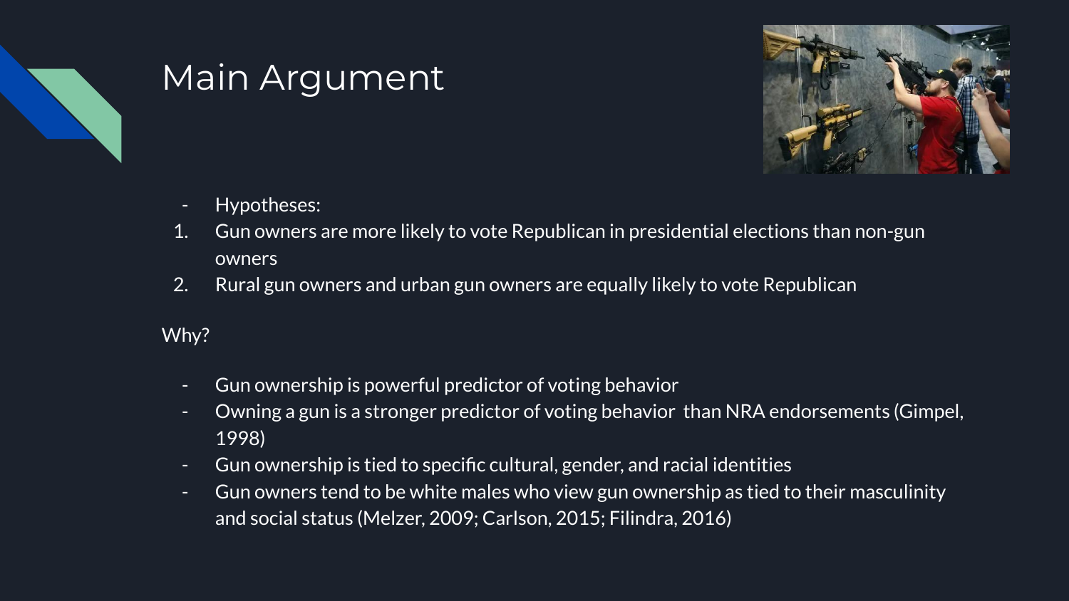# Main Argument

- Hypotheses:

1. Gun owners are more likely to vote Republican in presidential elections than non-gun owners
2. Rural gun owners and urban gun owners are equally likely to vote Republican

Why?

- Gun ownership is powerful predictor of voting behavior
- Owning a gun is a stronger predictor of voting behavior than NRA endorsements (Gimpel, 1998)
- Gun ownership is tied to specific cultural, gender, and racial identities
- Gun owners tend to be white males who view gun ownership as tied to their masculinity and social status (Melzer, 2009; Carlson, 2015; Filindra, 2016)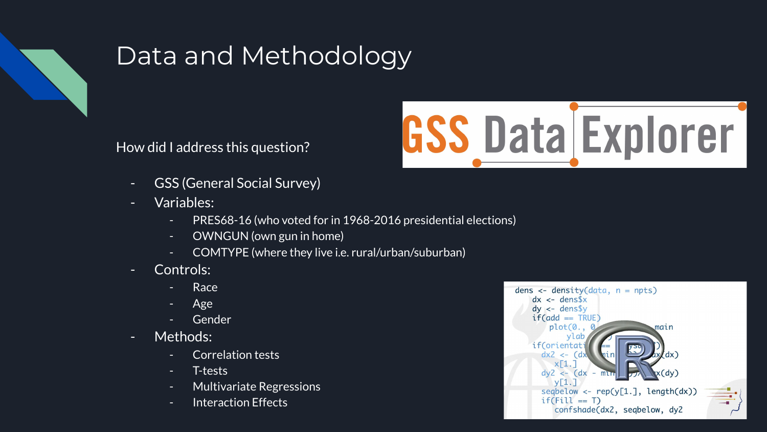# Data and Methodology

How did I address this question?

- GSS (General Social Survey)
- Variables:
  - PRES68-16 (who voted for in 1968-2016 presidential elections)
  - OWNGUN (own gun in home)
  - COMTYPE (where they live i.e. rural/urban/suburban)
- Controls:
  - Race
  - Age
  - Gender
- Methods:
  - Correlation tests
  - T-tests
  - Multivariate Regressions
  - Interaction Effects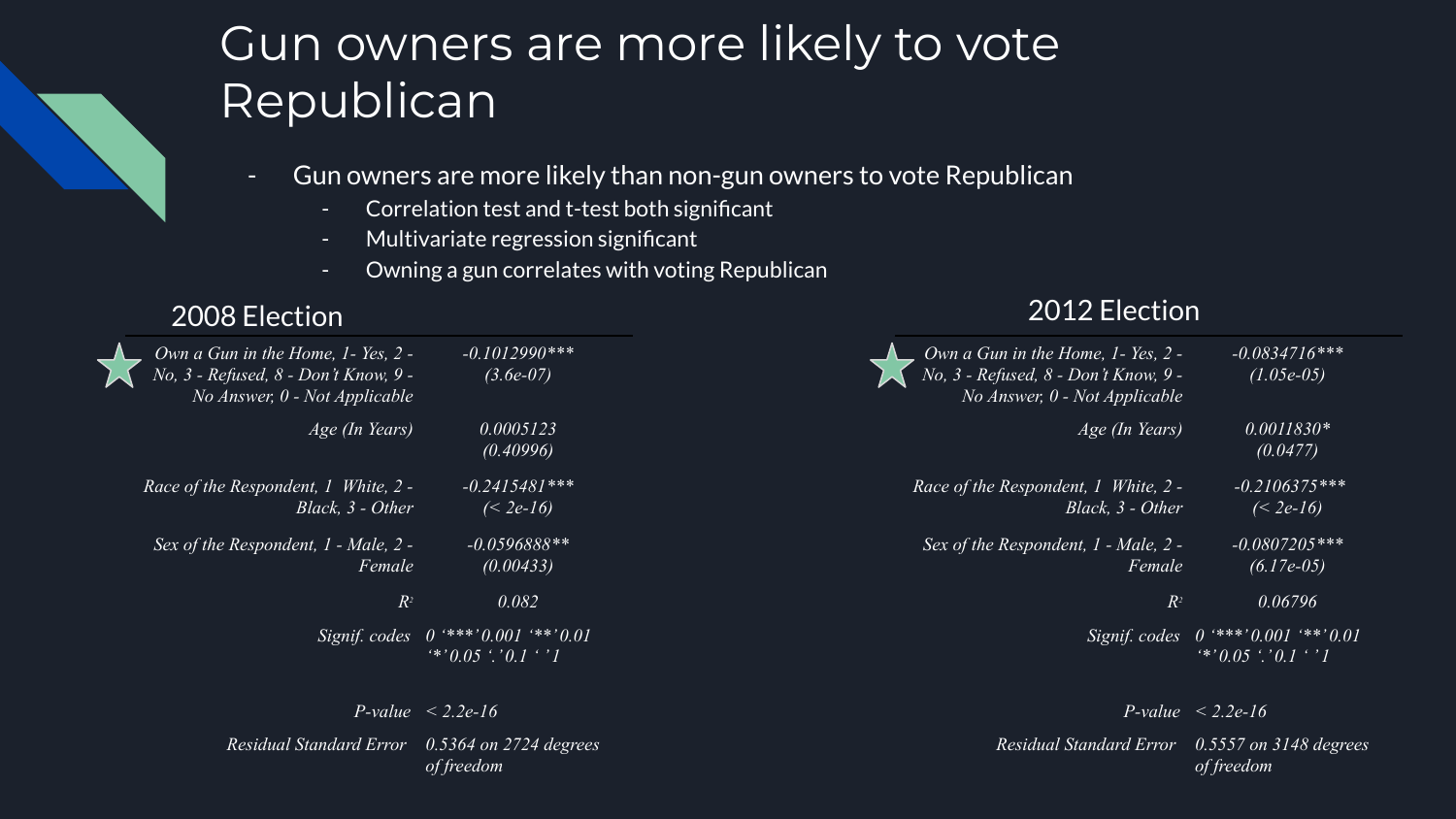# Gun owners are more likely to vote Republican

- Gun owners are more likely than non-gun owners to vote Republican
  - Correlation test and t-test both significant
  - Multivariate regression significant
  - Owning a gun correlates with voting Republican

## 2008 Election

| | |
|---|---|
| *Own a Gun in the Home, 1- Yes, 2 - No, 3 - Refused, 8 - Don't Know, 9 - No Answer, 0 - Not Applicable* | *-0.1012990*** (3.6e-07)* |
| *Age (In Years)* | *0.0005123 (0.40996)* |
| *Race of the Respondent, 1 White, 2 - Black, 3 - Other* | *-0.2415481*** (< 2e-16)* |
| *Sex of the Respondent, 1 - Male, 2 - Female* | *-0.0596888** (0.00433)* |
| $R^2$ | *0.082* |
| *Signif. codes* | *0 '***' 0.001 '**' 0.01 '*' 0.05 '.' 0.1 ' ' 1* |
| *P-value* | *< 2.2e-16* |
| *Residual Standard Error* | *0.5364 on 2724 degrees of freedom* |

## 2012 Election

| | |
|---|---|
| *Own a Gun in the Home, 1- Yes, 2 - No, 3 - Refused, 8 - Don't Know, 9 - No Answer, 0 - Not Applicable* | *-0.0834716*** (1.05e-05)* |
| *Age (In Years)* | *0.0011830* (0.0477)* |
| *Race of the Respondent, 1 White, 2 - Black, 3 - Other* | *-0.2106375*** (< 2e-16)* |
| *Sex of the Respondent, 1 - Male, 2 - Female* | *-0.0807205*** (6.17e-05)* |
| $R^2$ | *0.06796* |
| *Signif. codes* | *0 '***' 0.001 '**' 0.01 '*' 0.05 '.' 0.1 ' ' 1* |
| *P-value* | *< 2.2e-16* |
| *Residual Standard Error* | *0.5557 on 3148 degrees of freedom* |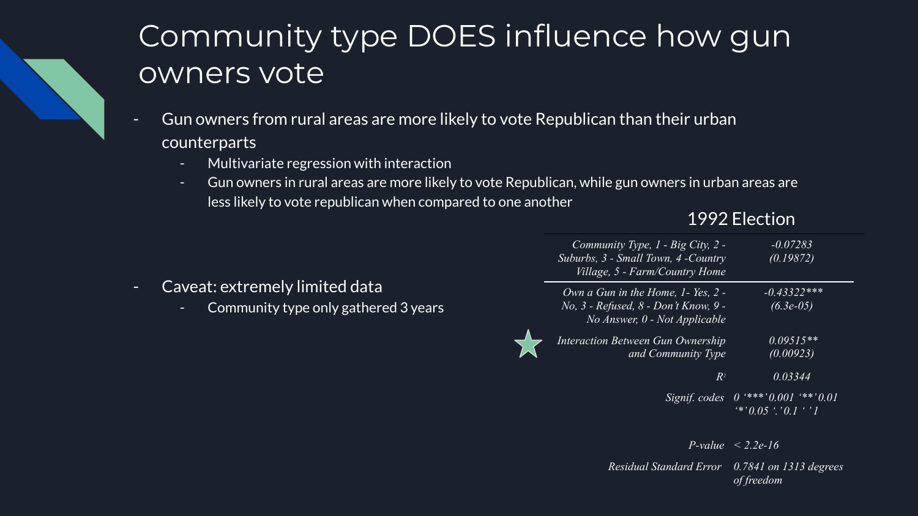# Community type DOES influence how gun owners vote

- Gun owners from rural areas are more likely to vote Republican than their urban counterparts
  - Multivariate regression with interaction
  - Gun owners in rural areas are more likely to vote Republican, while gun owners in urban areas are less likely to vote republican when compared to one another

- Caveat: extremely limited data
  - Community type only gathered 3 years

### 1992 Election

| | |
|---|---|
| *Community Type, 1 - Big City, 2 - Suburbs, 3 - Small Town, 4 -Country Village, 5 - Farm/Country Home* | *-0.07283* *(0.19872)* |
| *Own a Gun in the Home, 1- Yes, 2 - No, 3 - Refused, 8 - Don't Know, 9 - No Answer, 0 - Not Applicable* | *-0.43322\*\*\** *(6.3e-05)* |
| *Interaction Between Gun Ownership and Community Type* | *0.09515\*\** *(0.00923)* |
| $R^2$ | *0.03344* |
| *Signif. codes* | *0 '\*\*\*' 0.001 '\*\*' 0.01 '\*' 0.05 '.' 0.1 ' ' 1* |
| *P-value* | *< 2.2e-16* |
| *Residual Standard Error* | *0.7841 on 1313 degrees of freedom* |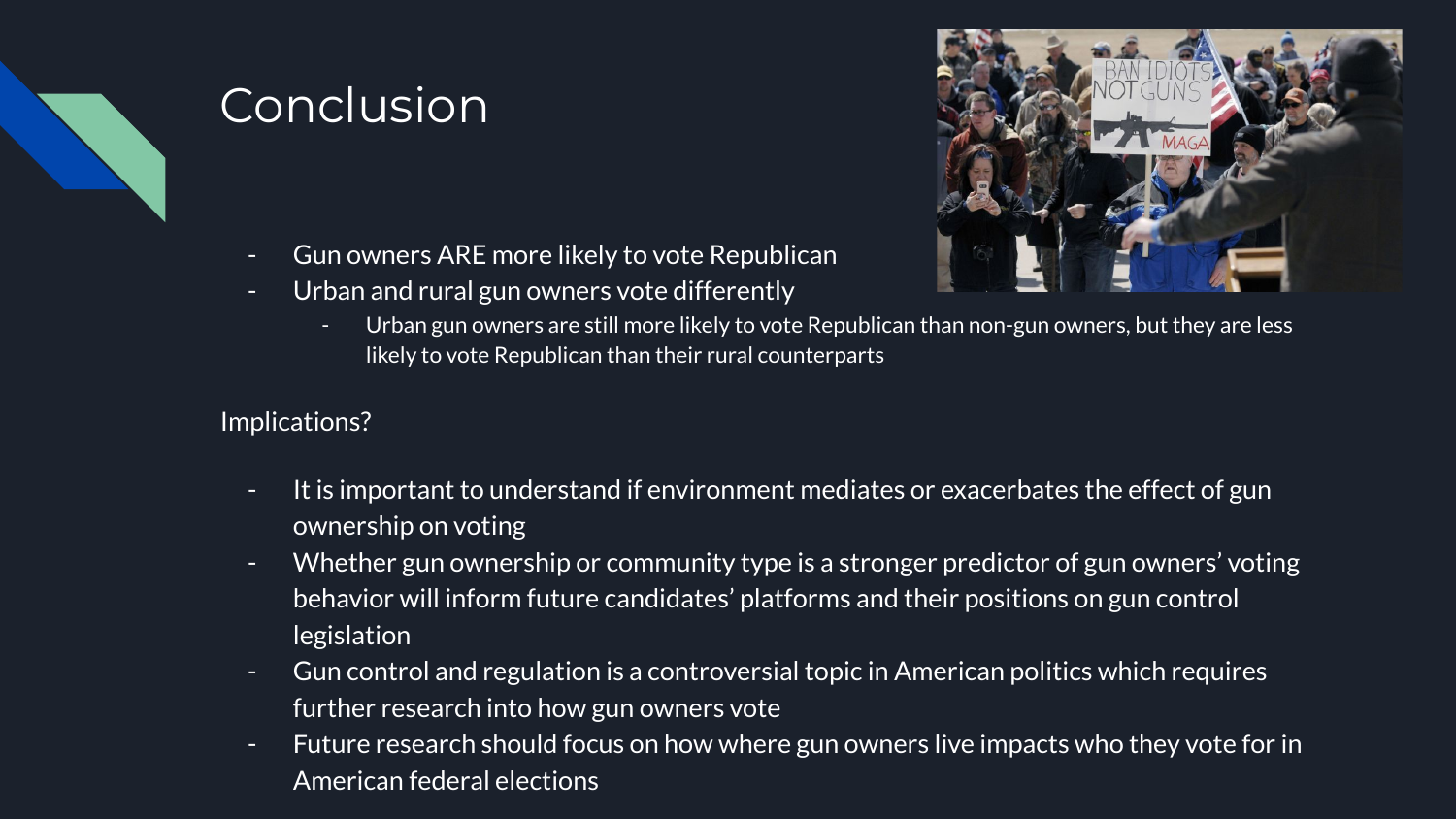# Conclusion

- Gun owners ARE more likely to vote Republican
- Urban and rural gun owners vote differently
  - Urban gun owners are still more likely to vote Republican than non-gun owners, but they are less likely to vote Republican than their rural counterparts

Implications?

- It is important to understand if environment mediates or exacerbates the effect of gun ownership on voting
- Whether gun ownership or community type is a stronger predictor of gun owners' voting behavior will inform future candidates' platforms and their positions on gun control legislation
- Gun control and regulation is a controversial topic in American politics which requires further research into how gun owners vote
- Future research should focus on how where gun owners live impacts who they vote for in American federal elections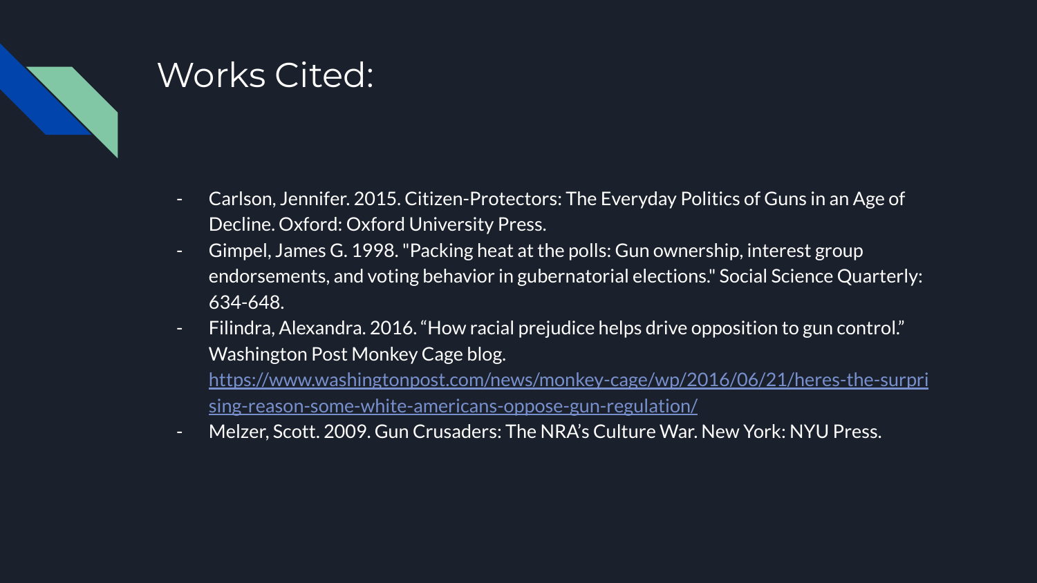# Works Cited:

- Carlson, Jennifer. 2015. Citizen-Protectors: The Everyday Politics of Guns in an Age of Decline. Oxford: Oxford University Press.
- Gimpel, James G. 1998. "Packing heat at the polls: Gun ownership, interest group endorsements, and voting behavior in gubernatorial elections." Social Science Quarterly: 634-648.
- Filindra, Alexandra. 2016. "How racial prejudice helps drive opposition to gun control." Washington Post Monkey Cage blog. https://www.washingtonpost.com/news/monkey-cage/wp/2016/06/21/heres-the-surprising-reason-some-white-americans-oppose-gun-regulation/
- Melzer, Scott. 2009. Gun Crusaders: The NRA's Culture War. New York: NYU Press.